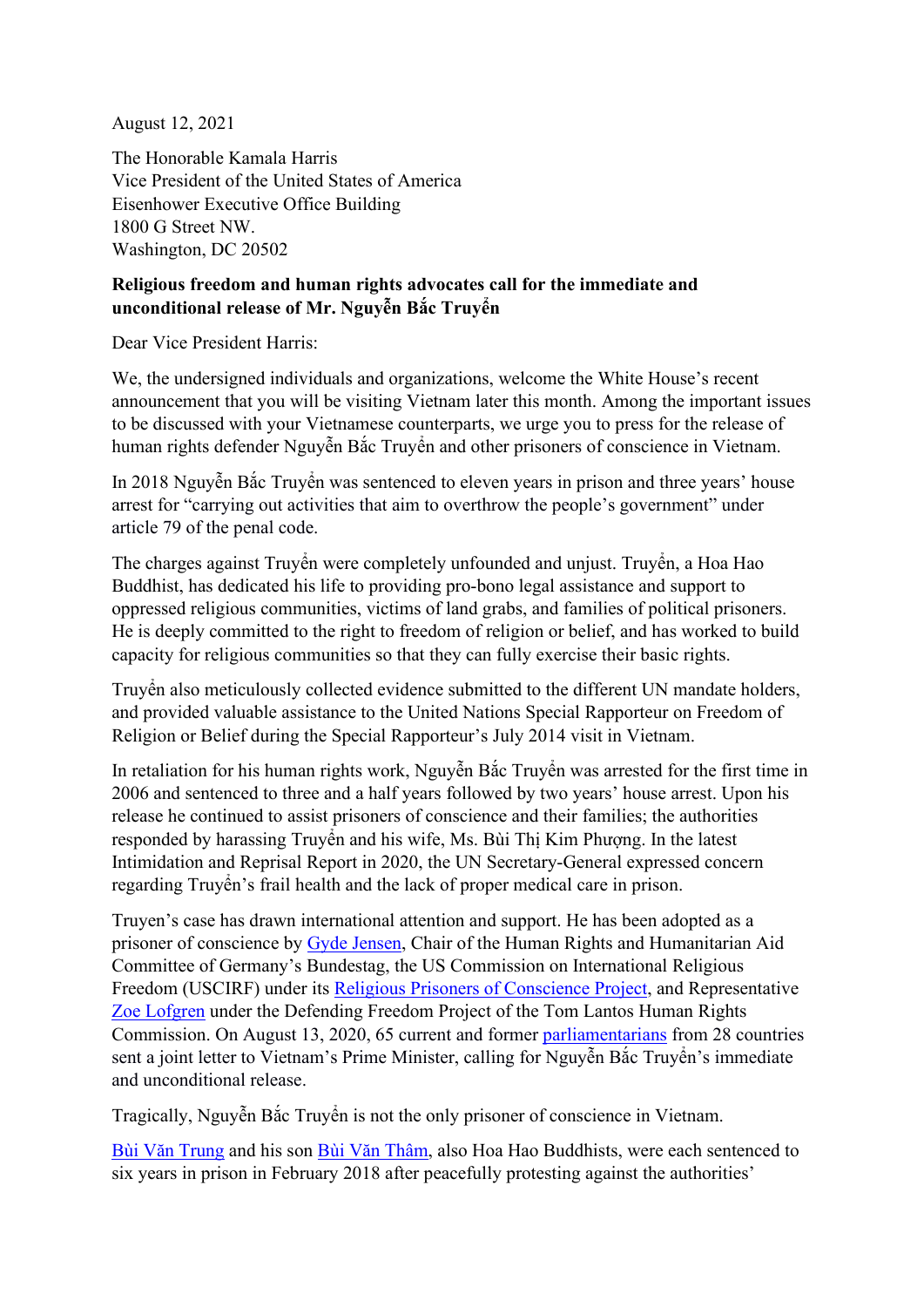August 12, 2021

The Honorable Kamala Harris
Vice President of the United States of America
Eisenhower Executive Office Building
1800 G Street NW.
Washington, DC 20502

**Religious freedom and human rights advocates call for the immediate and unconditional release of Mr. Nguyễn Bắc Truyển**

Dear Vice President Harris:

We, the undersigned individuals and organizations, welcome the White House's recent announcement that you will be visiting Vietnam later this month. Among the important issues to be discussed with your Vietnamese counterparts, we urge you to press for the release of human rights defender Nguyễn Bắc Truyển and other prisoners of conscience in Vietnam.

In 2018 Nguyễn Bắc Truyển was sentenced to eleven years in prison and three years' house arrest for "carrying out activities that aim to overthrow the people's government" under article 79 of the penal code.

The charges against Truyển were completely unfounded and unjust. Truyển, a Hoa Hao Buddhist, has dedicated his life to providing pro-bono legal assistance and support to oppressed religious communities, victims of land grabs, and families of political prisoners. He is deeply committed to the right to freedom of religion or belief, and has worked to build capacity for religious communities so that they can fully exercise their basic rights.

Truyển also meticulously collected evidence submitted to the different UN mandate holders, and provided valuable assistance to the United Nations Special Rapporteur on Freedom of Religion or Belief during the Special Rapporteur's July 2014 visit in Vietnam.

In retaliation for his human rights work, Nguyễn Bắc Truyển was arrested for the first time in 2006 and sentenced to three and a half years followed by two years' house arrest. Upon his release he continued to assist prisoners of conscience and their families; the authorities responded by harassing Truyển and his wife, Ms. Bùi Thị Kim Phượng. In the latest Intimidation and Reprisal Report in 2020, the UN Secretary-General expressed concern regarding Truyển's frail health and the lack of proper medical care in prison.

Truyen's case has drawn international attention and support. He has been adopted as a prisoner of conscience by Gyde Jensen, Chair of the Human Rights and Humanitarian Aid Committee of Germany's Bundestag, the US Commission on International Religious Freedom (USCIRF) under its Religious Prisoners of Conscience Project, and Representative Zoe Lofgren under the Defending Freedom Project of the Tom Lantos Human Rights Commission. On August 13, 2020, 65 current and former parliamentarians from 28 countries sent a joint letter to Vietnam's Prime Minister, calling for Nguyễn Bắc Truyển's immediate and unconditional release.

Tragically, Nguyễn Bắc Truyển is not the only prisoner of conscience in Vietnam.

Bùi Văn Trung and his son Bùi Văn Thâm, also Hoa Hao Buddhists, were each sentenced to six years in prison in February 2018 after peacefully protesting against the authorities'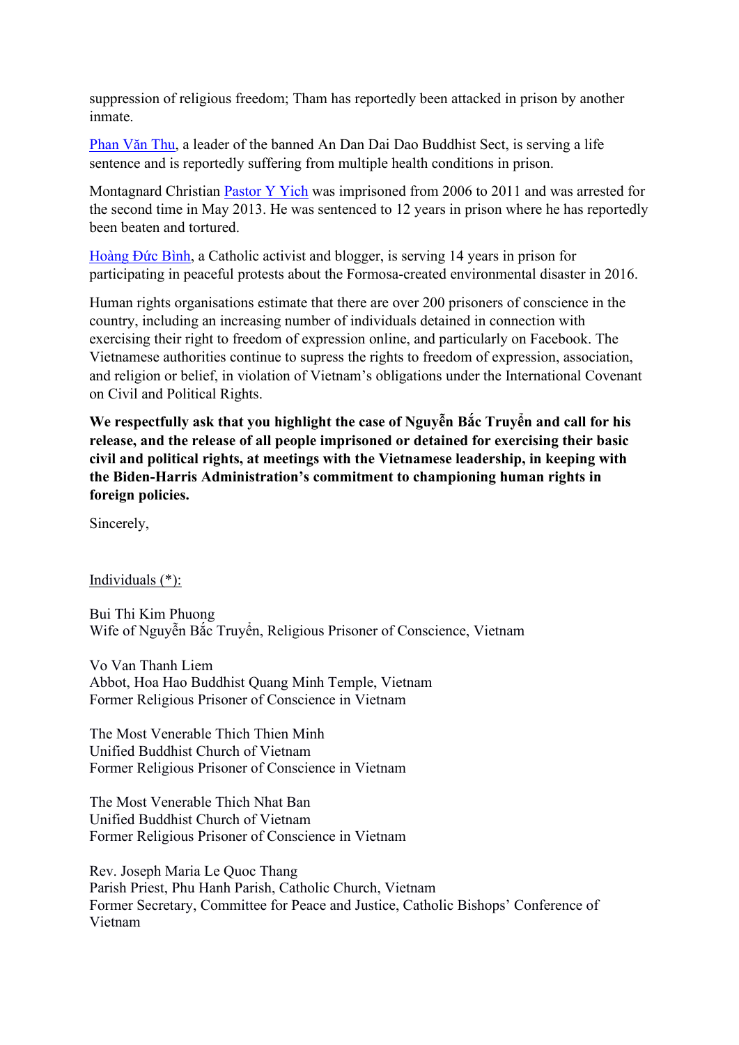suppression of religious freedom; Tham has reportedly been attacked in prison by another inmate.

Phan Văn Thu, a leader of the banned An Dan Dai Dao Buddhist Sect, is serving a life sentence and is reportedly suffering from multiple health conditions in prison.

Montagnard Christian Pastor Y Yich was imprisoned from 2006 to 2011 and was arrested for the second time in May 2013. He was sentenced to 12 years in prison where he has reportedly been beaten and tortured.

Hoàng Đức Bình, a Catholic activist and blogger, is serving 14 years in prison for participating in peaceful protests about the Formosa-created environmental disaster in 2016.

Human rights organisations estimate that there are over 200 prisoners of conscience in the country, including an increasing number of individuals detained in connection with exercising their right to freedom of expression online, and particularly on Facebook. The Vietnamese authorities continue to supress the rights to freedom of expression, association, and religion or belief, in violation of Vietnam's obligations under the International Covenant on Civil and Political Rights.

**We respectfully ask that you highlight the case of Nguyễn Bắc Truyển and call for his release, and the release of all people imprisoned or detained for exercising their basic civil and political rights, at meetings with the Vietnamese leadership, in keeping with the Biden-Harris Administration's commitment to championing human rights in foreign policies.**

Sincerely,

Individuals (*):

Bui Thi Kim Phuong
Wife of Nguyễn Bắc Truyển, Religious Prisoner of Conscience, Vietnam

Vo Van Thanh Liem
Abbot, Hoa Hao Buddhist Quang Minh Temple, Vietnam
Former Religious Prisoner of Conscience in Vietnam

The Most Venerable Thich Thien Minh
Unified Buddhist Church of Vietnam
Former Religious Prisoner of Conscience in Vietnam

The Most Venerable Thich Nhat Ban
Unified Buddhist Church of Vietnam
Former Religious Prisoner of Conscience in Vietnam

Rev. Joseph Maria Le Quoc Thang
Parish Priest, Phu Hanh Parish, Catholic Church, Vietnam
Former Secretary, Committee for Peace and Justice, Catholic Bishops' Conference of Vietnam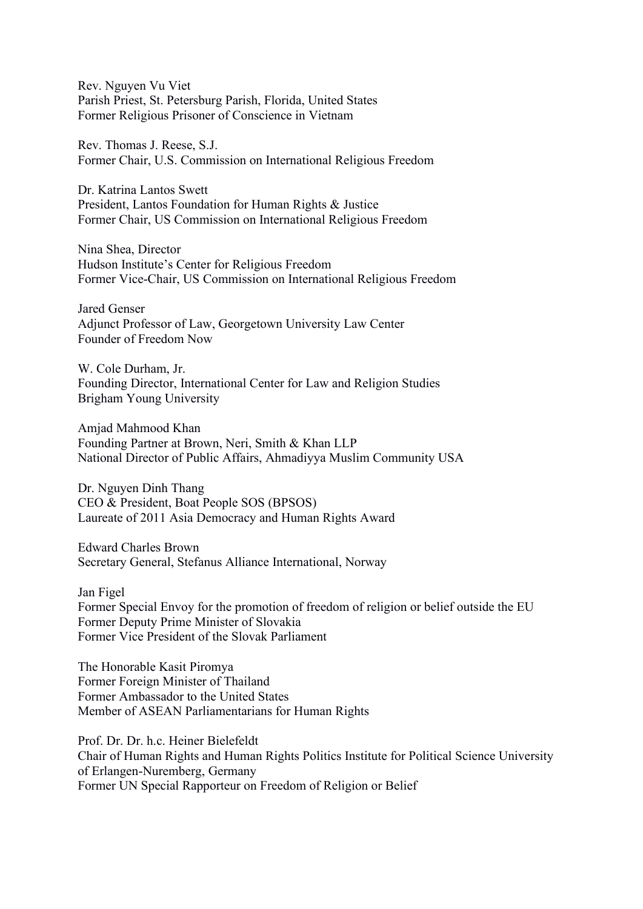Rev. Nguyen Vu Viet
Parish Priest, St. Petersburg Parish, Florida, United States
Former Religious Prisoner of Conscience in Vietnam

Rev. Thomas J. Reese, S.J.
Former Chair, U.S. Commission on International Religious Freedom

Dr. Katrina Lantos Swett
President, Lantos Foundation for Human Rights & Justice
Former Chair, US Commission on International Religious Freedom

Nina Shea, Director
Hudson Institute's Center for Religious Freedom
Former Vice-Chair, US Commission on International Religious Freedom

Jared Genser
Adjunct Professor of Law, Georgetown University Law Center
Founder of Freedom Now

W. Cole Durham, Jr.
Founding Director, International Center for Law and Religion Studies
Brigham Young University

Amjad Mahmood Khan
Founding Partner at Brown, Neri, Smith & Khan LLP
National Director of Public Affairs, Ahmadiyya Muslim Community USA

Dr. Nguyen Dinh Thang
CEO & President, Boat People SOS (BPSOS)
Laureate of 2011 Asia Democracy and Human Rights Award

Edward Charles Brown
Secretary General, Stefanus Alliance International, Norway

Jan Figel
Former Special Envoy for the promotion of freedom of religion or belief outside the EU
Former Deputy Prime Minister of Slovakia
Former Vice President of the Slovak Parliament

The Honorable Kasit Piromya
Former Foreign Minister of Thailand
Former Ambassador to the United States
Member of ASEAN Parliamentarians for Human Rights

Prof. Dr. Dr. h.c. Heiner Bielefeldt
Chair of Human Rights and Human Rights Politics Institute for Political Science University of Erlangen-Nuremberg, Germany
Former UN Special Rapporteur on Freedom of Religion or Belief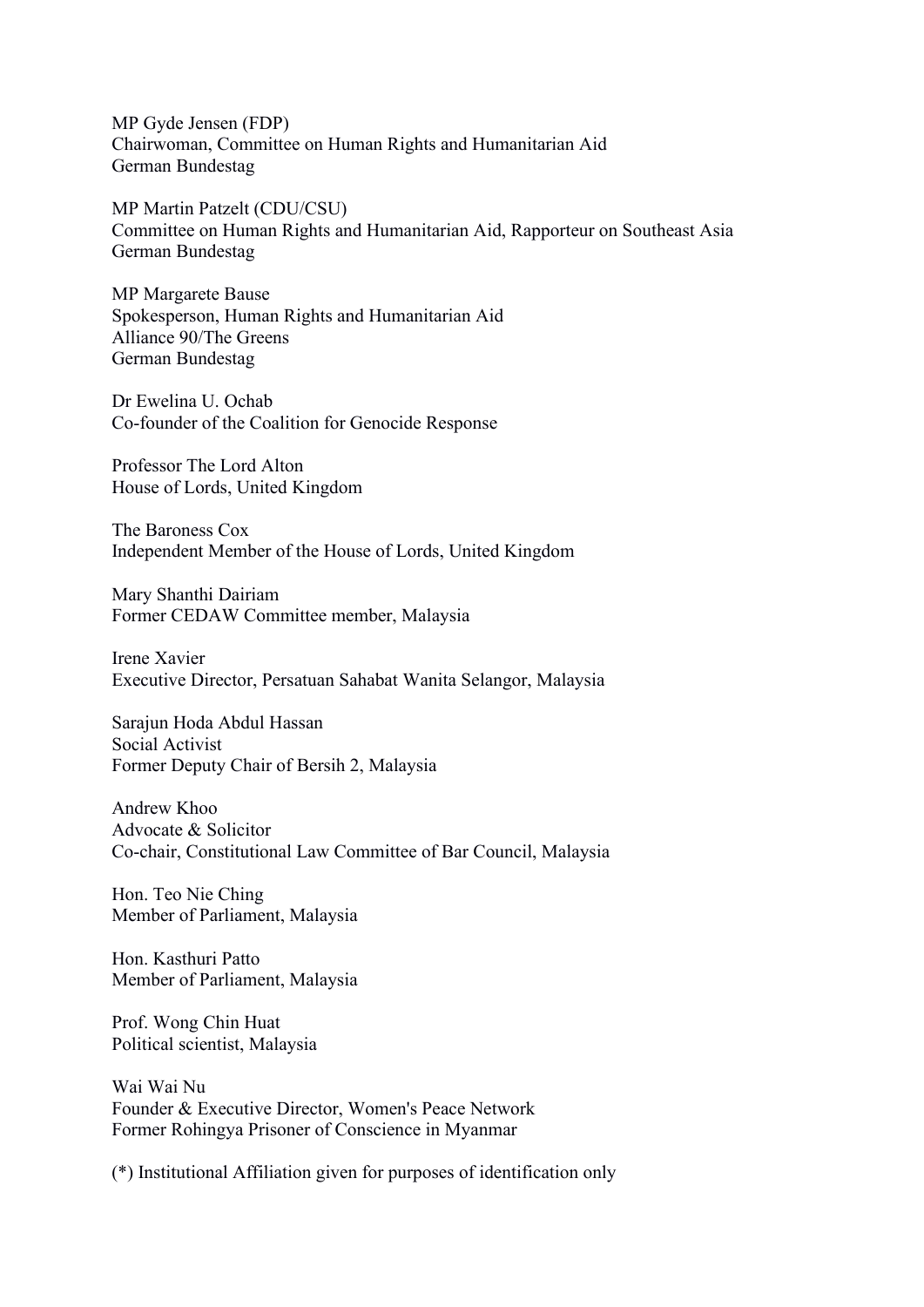MP Gyde Jensen (FDP)
Chairwoman, Committee on Human Rights and Humanitarian Aid
German Bundestag

MP Martin Patzelt (CDU/CSU)
Committee on Human Rights and Humanitarian Aid, Rapporteur on Southeast Asia
German Bundestag

MP Margarete Bause
Spokesperson, Human Rights and Humanitarian Aid
Alliance 90/The Greens
German Bundestag

Dr Ewelina U. Ochab
Co-founder of the Coalition for Genocide Response

Professor The Lord Alton
House of Lords, United Kingdom

The Baroness Cox
Independent Member of the House of Lords, United Kingdom

Mary Shanthi Dairiam
Former CEDAW Committee member, Malaysia

Irene Xavier
Executive Director, Persatuan Sahabat Wanita Selangor, Malaysia

Sarajun Hoda Abdul Hassan
Social Activist
Former Deputy Chair of Bersih 2, Malaysia

Andrew Khoo
Advocate & Solicitor
Co-chair, Constitutional Law Committee of Bar Council, Malaysia

Hon. Teo Nie Ching
Member of Parliament, Malaysia

Hon. Kasthuri Patto
Member of Parliament, Malaysia

Prof. Wong Chin Huat
Political scientist, Malaysia

Wai Wai Nu
Founder & Executive Director, Women's Peace Network
Former Rohingya Prisoner of Conscience in Myanmar

(*) Institutional Affiliation given for purposes of identification only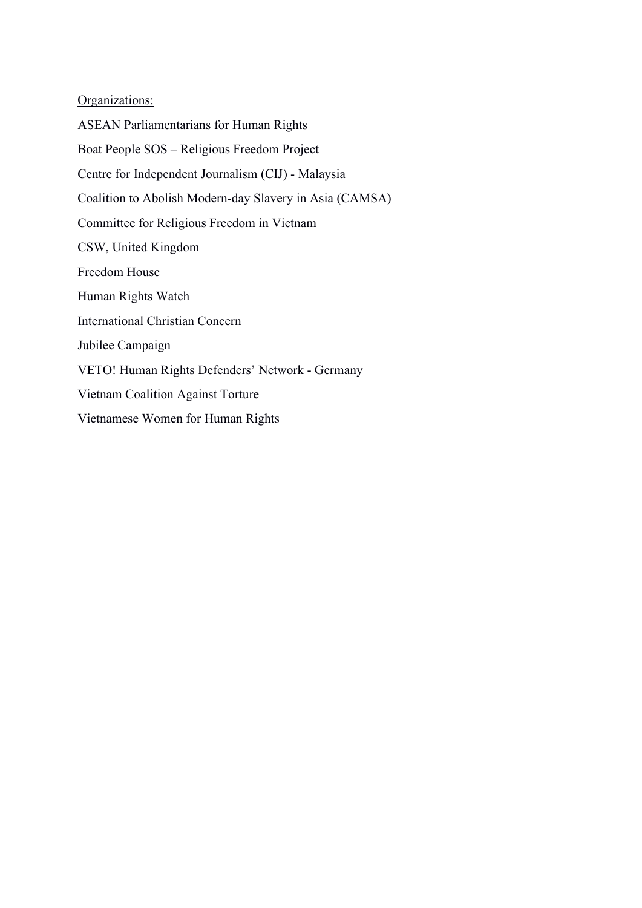Organizations:

ASEAN Parliamentarians for Human Rights

Boat People SOS – Religious Freedom Project

Centre for Independent Journalism (CIJ) - Malaysia

Coalition to Abolish Modern-day Slavery in Asia (CAMSA)

Committee for Religious Freedom in Vietnam

CSW, United Kingdom

Freedom House

Human Rights Watch

International Christian Concern

Jubilee Campaign

VETO! Human Rights Defenders' Network - Germany

Vietnam Coalition Against Torture

Vietnamese Women for Human Rights